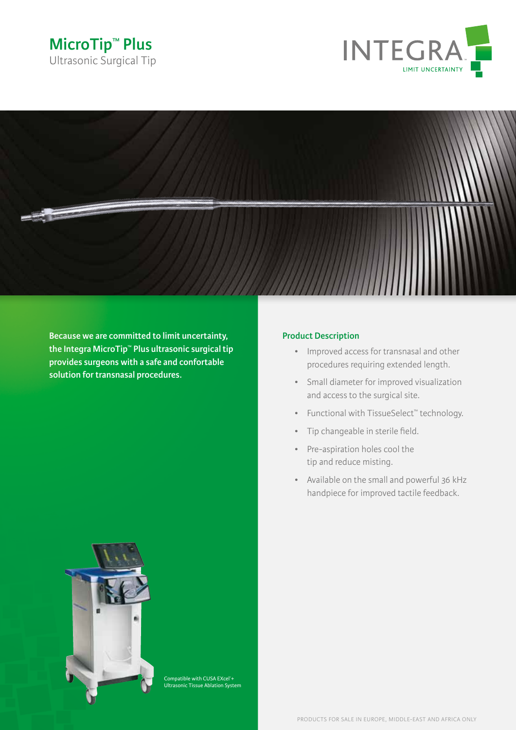# MicroTip™ Plus

Ultrasonic Surgical Tip

INTEGRA
LIMIT UNCERTAINTY

**Because we are committed to limit uncertainty, the Integra MicroTip™ Plus ultrasonic surgical tip provides surgeons with a safe and confortable solution for transnasal procedures.**

Compatible with CUSA EXcel®+ Ultrasonic Tissue Ablation System

## Product Description

- Improved access for transnasal and other procedures requiring extended length.
- Small diameter for improved visualization and access to the surgical site.
- Functional with TissueSelect™ technology.
- Tip changeable in sterile field.
- Pre-aspiration holes cool the tip and reduce misting.
- Available on the small and powerful 36 kHz handpiece for improved tactile feedback.

PRODUCTS FOR SALE IN EUROPE, MIDDLE-EAST AND AFRICA ONLY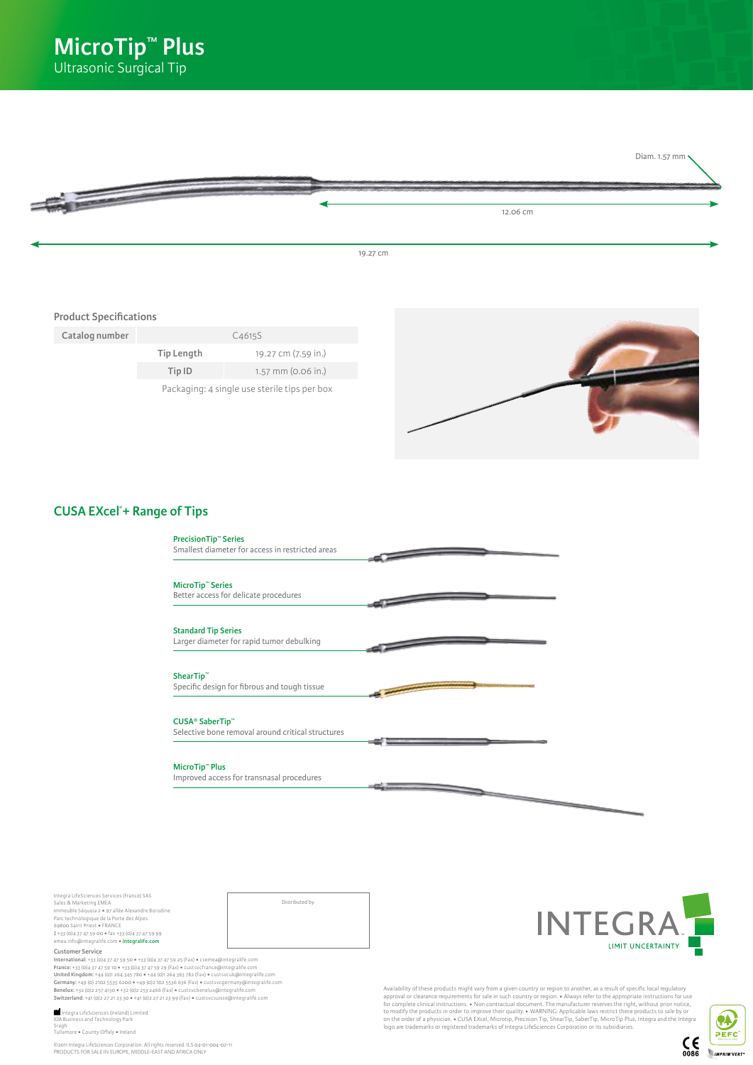# MicroTip™ Plus

Ultrasonic Surgical Tip

Diam. 1.57 mm

12.06 cm

19.27 cm

## Product Specifications

| Catalog number | C4615S | |
|---|---|---|
| | Tip Length | 19.27 cm (7.59 in.) |
| | Tip ID | 1.57 mm (0.06 in.) |

Packaging: 4 single use sterile tips per box

## CUSA EXcel®+ Range of Tips

**PrecisionTip™ Series**
Smallest diameter for access in restricted areas

**MicroTip™ Series**
Better access for delicate procedures

**Standard Tip Series**
Larger diameter for rapid tumor debulking

**ShearTip™**
Specific design for fibrous and tough tissue

**CUSA® SaberTip™**
Selective bone removal around critical structures

**MicroTip™ Plus**
Improved access for transnasal procedures

Integra LifeSciences Services (France) SAS
Sales & Marketing EMEA
Immeuble Séquoia 2 • 97 allée Alexandre Borodine
Parc technologique de la Porte des Alpes
69800 Saint Priest • FRANCE
☎ +33 (0)4 37 47 59 00 • fax +33 (0)4 37 47 59 99
emea.info@integralife.com • **integralife.com**

**Customer Service**
**International:** +33 (0)4 37 47 59 50 • +33 (0)4 37 47 59 25 (Fax) • csemea@integralife.com
**France:** +33 (0)4 37 47 59 10 • +33 (0)4 37 47 59 29 (Fax) • custsvcfrance@integralife.com
**United Kingdom:** +44 (0)1 264 345 780 • +44 (0)1 264 363 782 (Fax) • custsvcuk@integralife.com
**Germany:** +49 (0) 2102 5535 6200 • +49 (0)2 102 5536 636 (Fax) • custsvcgermany@integralife.com
**Benelux:** +32 (0)2 257 4130 • +32 (0)2 253 2466 (Fax) • custsvcbenelux@integralife.com
**Switzerland:** +41 (0)2 27 21 23 30 • +41 (0)2 27 21 23 99 (Fax) • custsvcsuisse@integralife.com

Integra LifeSciences (Ireland) Limited
IDA Business and Technology Park
Sragh
Tullamore • County Offaly • Ireland

©2011 Integra LifeSciences Corporation. All rights reserved. ILS 04-01-004-02-11
PRODUCTS FOR SALE IN EUROPE, MIDDLE-EAST AND AFRICA ONLY

Distributed by

INTEGRA
LIMIT UNCERTAINTY

Availability of these products might vary from a given country or region to another, as a result of specific local regulatory approval or clearance requirements for sale in such country or region. • Always refer to the appropriate instructions for use for complete clinical instructions. • Non contractual document. The manufacturer reserves the right, without prior notice, to modify the products in order to improve their quality. • WARNING: Applicable laws restrict these products to sale by or on the order of a physician. • CUSA EXcel, Microtip, Precision Tip, ShearTip, SaberTip, MicroTip Plus, Integra and the Integra logo are trademarks or registered trademarks of Integra LifeSciences Corporation or its subsidiaries.

CE 0086